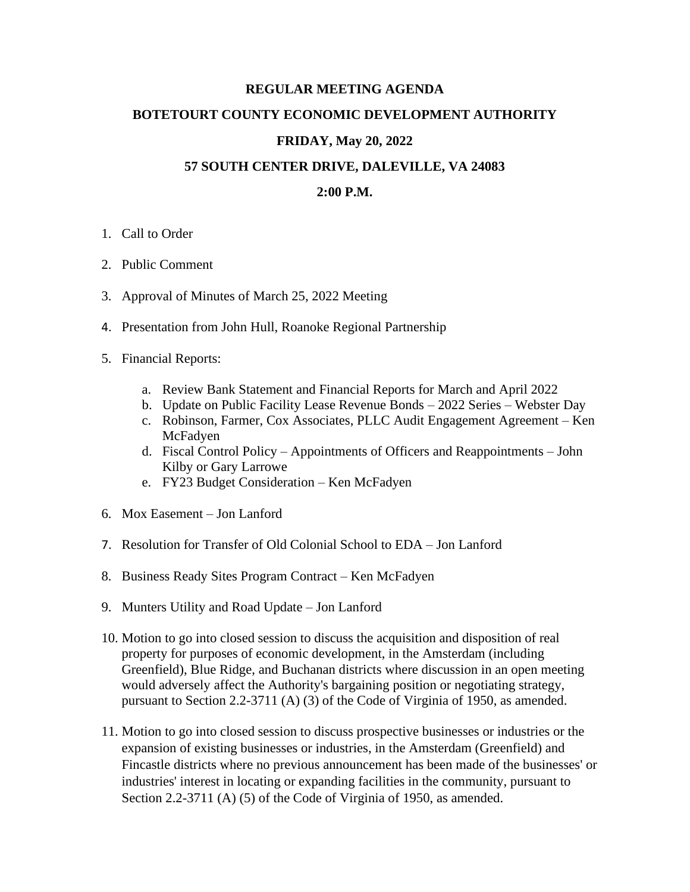# REGULAR MEETING AGENDA

## BOTETOURT COUNTY ECONOMIC DEVELOPMENT AUTHORITY

## FRIDAY, May 20, 2022

## 57 SOUTH CENTER DRIVE, DALEVILLE, VA 24083

## 2:00 P.M.

1. Call to Order

2. Public Comment

3. Approval of Minutes of March 25, 2022 Meeting

4. Presentation from John Hull, Roanoke Regional Partnership

5. Financial Reports:

   a. Review Bank Statement and Financial Reports for March and April 2022
   b. Update on Public Facility Lease Revenue Bonds – 2022 Series – Webster Day
   c. Robinson, Farmer, Cox Associates, PLLC Audit Engagement Agreement – Ken McFadyen
   d. Fiscal Control Policy – Appointments of Officers and Reappointments – John Kilby or Gary Larrowe
   e. FY23 Budget Consideration – Ken McFadyen

6. Mox Easement – Jon Lanford

7. Resolution for Transfer of Old Colonial School to EDA – Jon Lanford

8. Business Ready Sites Program Contract – Ken McFadyen

9. Munters Utility and Road Update – Jon Lanford

10. Motion to go into closed session to discuss the acquisition and disposition of real property for purposes of economic development, in the Amsterdam (including Greenfield), Blue Ridge, and Buchanan districts where discussion in an open meeting would adversely affect the Authority's bargaining position or negotiating strategy, pursuant to Section 2.2-3711 (A) (3) of the Code of Virginia of 1950, as amended.

11. Motion to go into closed session to discuss prospective businesses or industries or the expansion of existing businesses or industries, in the Amsterdam (Greenfield) and Fincastle districts where no previous announcement has been made of the businesses' or industries' interest in locating or expanding facilities in the community, pursuant to Section 2.2-3711 (A) (5) of the Code of Virginia of 1950, as amended.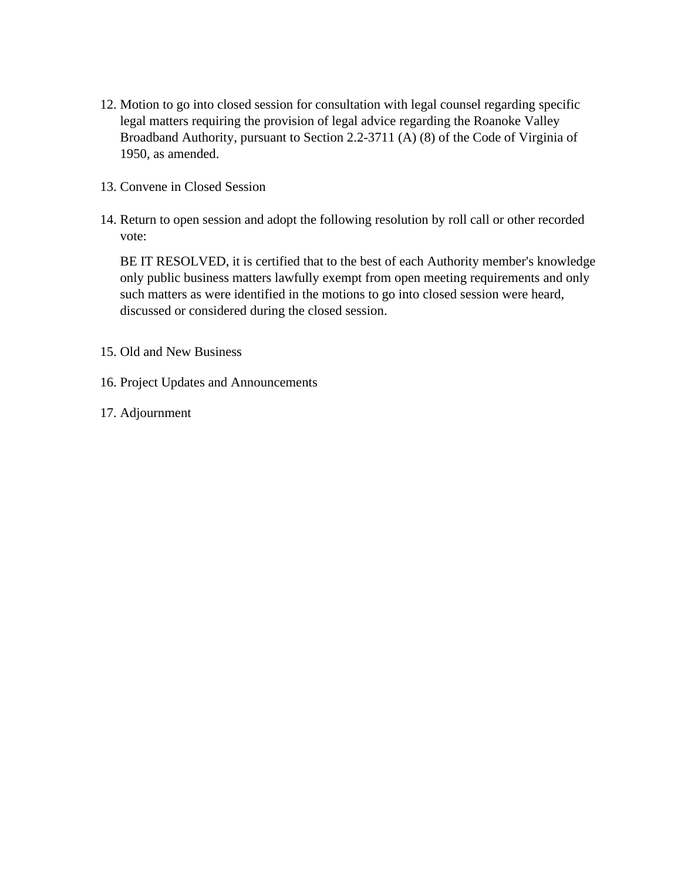12. Motion to go into closed session for consultation with legal counsel regarding specific legal matters requiring the provision of legal advice regarding the Roanoke Valley Broadband Authority, pursuant to Section 2.2-3711 (A) (8) of the Code of Virginia of 1950, as amended.

13. Convene in Closed Session

14. Return to open session and adopt the following resolution by roll call or other recorded vote:

    BE IT RESOLVED, it is certified that to the best of each Authority member's knowledge only public business matters lawfully exempt from open meeting requirements and only such matters as were identified in the motions to go into closed session were heard, discussed or considered during the closed session.

15. Old and New Business

16. Project Updates and Announcements

17. Adjournment